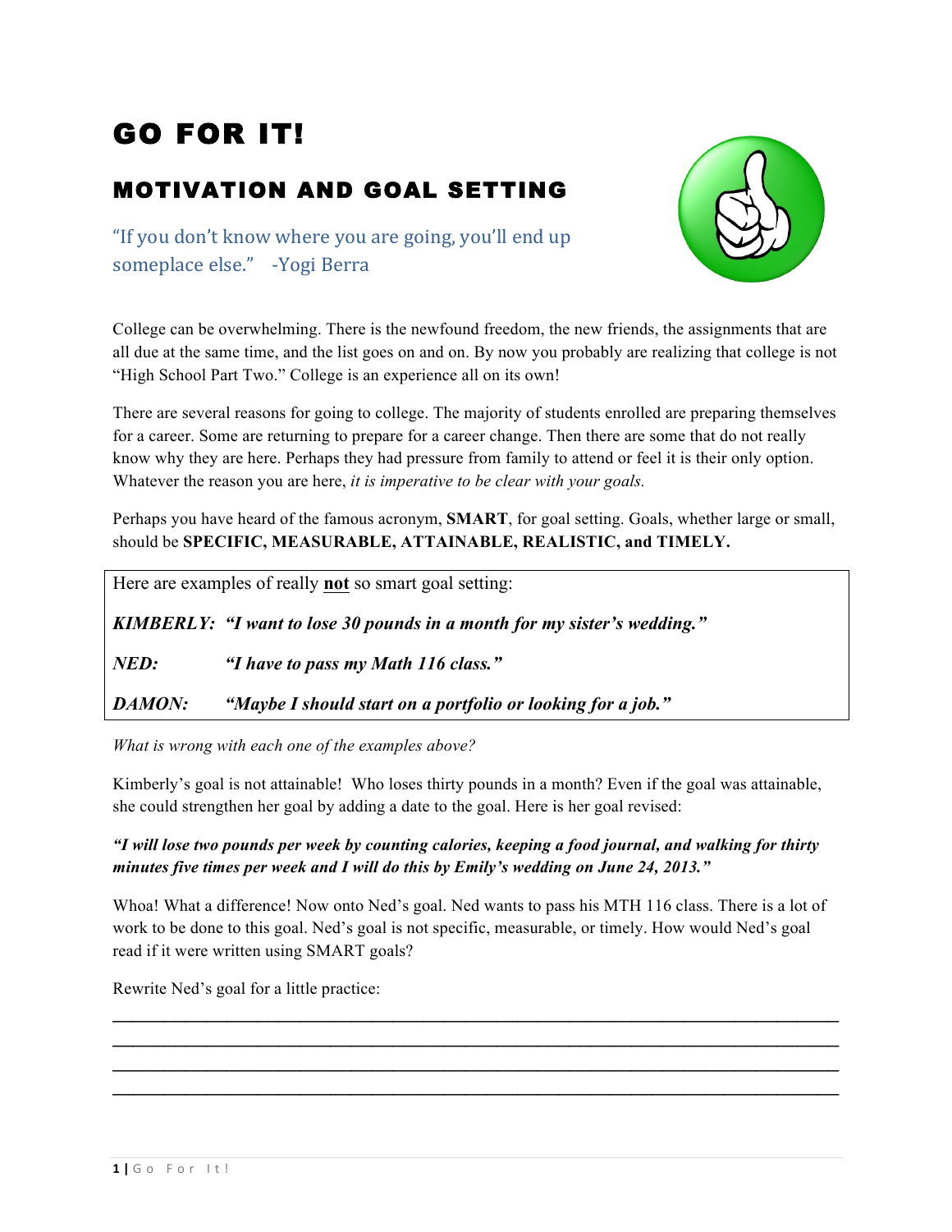# GO FOR IT!

## MOTIVATION AND GOAL SETTING

"If you don't know where you are going, you'll end up someplace else." -Yogi Berra

College can be overwhelming. There is the newfound freedom, the new friends, the assignments that are all due at the same time, and the list goes on and on. By now you probably are realizing that college is not "High School Part Two." College is an experience all on its own!

There are several reasons for going to college. The majority of students enrolled are preparing themselves for a career. Some are returning to prepare for a career change. Then there are some that do not really know why they are here. Perhaps they had pressure from family to attend or feel it is their only option. Whatever the reason you are here, *it is imperative to be clear with your goals.*

Perhaps you have heard of the famous acronym, **SMART**, for goal setting. Goals, whether large or small, should be **SPECIFIC, MEASURABLE, ATTAINABLE, REALISTIC, and TIMELY.**

Here are examples of really **not** so smart goal setting:

***KIMBERLY:*** ***"I want to lose 30 pounds in a month for my sister's wedding."***

***NED:*** ***"I have to pass my Math 116 class."***

***DAMON:*** ***"Maybe I should start on a portfolio or looking for a job."***

*What is wrong with each one of the examples above?*

Kimberly's goal is not attainable! Who loses thirty pounds in a month? Even if the goal was attainable, she could strengthen her goal by adding a date to the goal. Here is her goal revised:

***"I will lose two pounds per week by counting calories, keeping a food journal, and walking for thirty minutes five times per week and I will do this by Emily's wedding on June 24, 2013."***

Whoa! What a difference! Now onto Ned's goal. Ned wants to pass his MTH 116 class. There is a lot of work to be done to this goal. Ned's goal is not specific, measurable, or timely. How would Ned's goal read if it were written using SMART goals?

Rewrite Ned's goal for a little practice:

\_\_\_\_\_\_\_\_\_\_\_\_\_\_\_\_\_\_\_\_\_\_\_\_\_\_\_\_\_\_\_\_\_\_\_\_\_\_\_\_\_\_\_\_\_\_\_\_\_\_\_\_\_\_\_\_\_\_\_\_\_\_\_\_\_\_\_\_\_\_

\_\_\_\_\_\_\_\_\_\_\_\_\_\_\_\_\_\_\_\_\_\_\_\_\_\_\_\_\_\_\_\_\_\_\_\_\_\_\_\_\_\_\_\_\_\_\_\_\_\_\_\_\_\_\_\_\_\_\_\_\_\_\_\_\_\_\_\_\_\_

\_\_\_\_\_\_\_\_\_\_\_\_\_\_\_\_\_\_\_\_\_\_\_\_\_\_\_\_\_\_\_\_\_\_\_\_\_\_\_\_\_\_\_\_\_\_\_\_\_\_\_\_\_\_\_\_\_\_\_\_\_\_\_\_\_\_\_\_\_\_

\_\_\_\_\_\_\_\_\_\_\_\_\_\_\_\_\_\_\_\_\_\_\_\_\_\_\_\_\_\_\_\_\_\_\_\_\_\_\_\_\_\_\_\_\_\_\_\_\_\_\_\_\_\_\_\_\_\_\_\_\_\_\_\_\_\_\_\_\_\_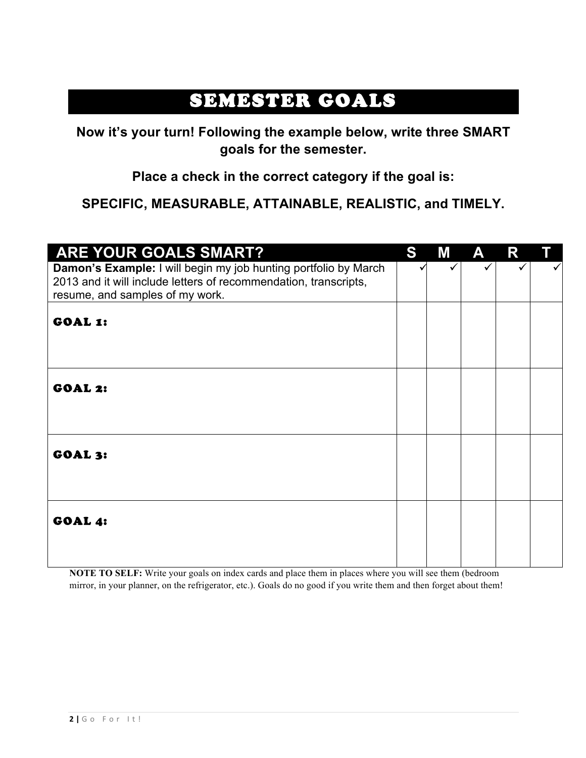# SEMESTER GOALS

**Now it's your turn! Following the example below, write three SMART goals for the semester.**

**Place a check in the correct category if the goal is:**

**SPECIFIC, MEASURABLE, ATTAINABLE, REALISTIC, and TIMELY.**

| ARE YOUR GOALS SMART? | S | M | A | R | T |
|---|---|---|---|---|---|
| **Damon's Example:** I will begin my job hunting portfolio by March 2013 and it will include letters of recommendation, transcripts, resume, and samples of my work. | ✓ | ✓ | ✓ | ✓ | ✓ |
| **GOAL 1:** | | | | | |
| **GOAL 2:** | | | | | |
| **GOAL 3:** | | | | | |
| **GOAL 4:** | | | | | |

**NOTE TO SELF:** Write your goals on index cards and place them in places where you will see them (bedroom mirror, in your planner, on the refrigerator, etc.). Goals do no good if you write them and then forget about them!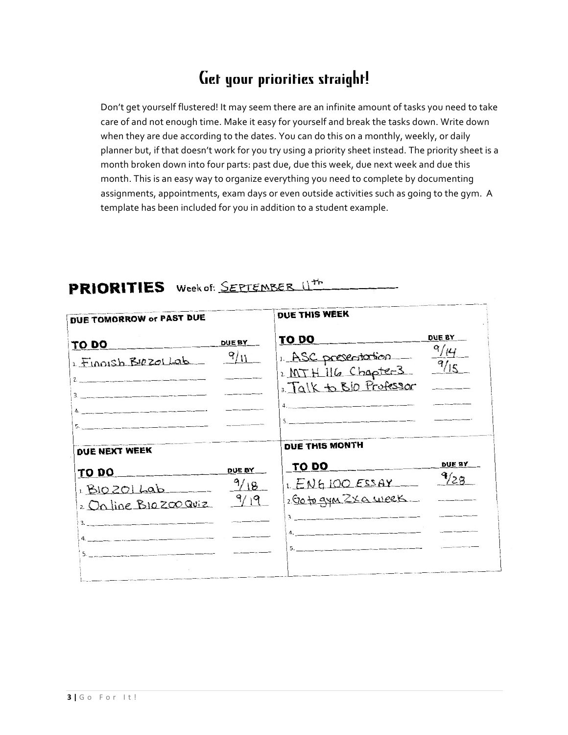# Get your priorities straight!

Don't get yourself flustered! It may seem there are an infinite amount of tasks you need to take care of and not enough time. Make it easy for yourself and break the tasks down. Write down when they are due according to the dates. You can do this on a monthly, weekly, or daily planner but, if that doesn't work for you try using a priority sheet instead. The priority sheet is a month broken down into four parts: past due, due this week, due next week and due this month. This is an easy way to organize everything you need to complete by documenting assignments, appointments, exam days or even outside activities such as going to the gym. A template has been included for you in addition to a student example.

## PRIORITIES

Week of: September 11th

**DUE TOMORROW or PAST DUE**

| TO DO | DUE BY |
|---|---|
| 1. Finnish Bio201 Lab | 9/11 |
| 2. | |
| 3. | |
| 4. | |
| 5. | |

**DUE THIS WEEK**

| TO DO | DUE BY |
|---|---|
| 1. ASC presentation | 9/14 |
| 2. MTH 116 Chapter 3 | 9/15 |
| 3. Talk to Bio Professor | |
| 4. | |
| 5. | |

**DUE NEXT WEEK**

| TO DO | DUE BY |
|---|---|
| 1. Bio 201 Lab | 9/18 |
| 2. Online Bio 200 Quiz | 9/19 |
| 3. | |
| 4. | |
| 5. | |

**DUE THIS MONTH**

| TO DO | DUE BY |
|---|---|
| 1. ENG 100 ESSAY | 9/28 |
| 2. Go to gym 2x a week | |
| 3. | |
| 4. | |
| 5. | |